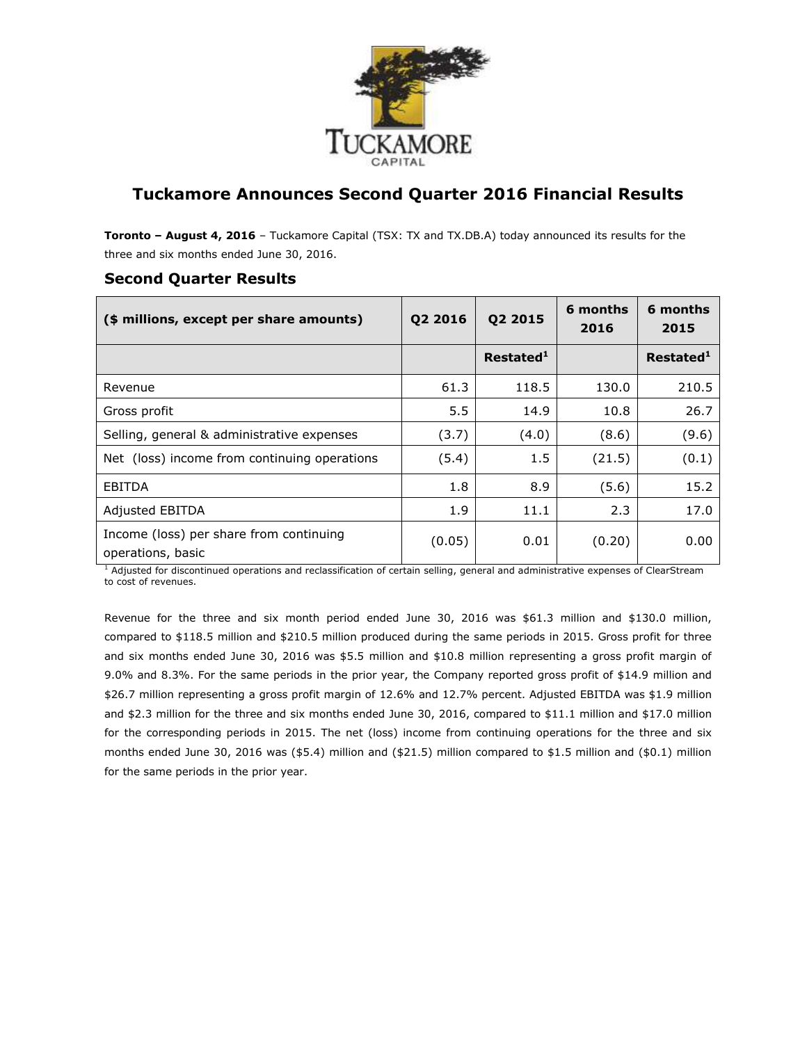# Tuckamore Announces Second Quarter 2016 Financial Results

**Toronto – August 4, 2016** – Tuckamore Capital (TSX: TX and TX.DB.A) today announced its results for the three and six months ended June 30, 2016.

## Second Quarter Results

| ($ millions, except per share amounts) | Q2 2016 | Q2 2015 | 6 months 2016 | 6 months 2015 |
|---|---|---|---|---|
| | | Restated[1] | | Restated[1] |
| Revenue | 61.3 | 118.5 | 130.0 | 210.5 |
| Gross profit | 5.5 | 14.9 | 10.8 | 26.7 |
| Selling, general & administrative expenses | (3.7) | (4.0) | (8.6) | (9.6) |
| Net (loss) income from continuing operations | (5.4) | 1.5 | (21.5) | (0.1) |
| EBITDA | 1.8 | 8.9 | (5.6) | 15.2 |
| Adjusted EBITDA | 1.9 | 11.1 | 2.3 | 17.0 |
| Income (loss) per share from continuing operations, basic | (0.05) | 0.01 | (0.20) | 0.00 |

[1] Adjusted for discontinued operations and reclassification of certain selling, general and administrative expenses of ClearStream to cost of revenues.

Revenue for the three and six month period ended June 30, 2016 was $61.3 million and $130.0 million, compared to $118.5 million and $210.5 million produced during the same periods in 2015. Gross profit for three and six months ended June 30, 2016 was $5.5 million and $10.8 million representing a gross profit margin of 9.0% and 8.3%. For the same periods in the prior year, the Company reported gross profit of $14.9 million and $26.7 million representing a gross profit margin of 12.6% and 12.7% percent. Adjusted EBITDA was $1.9 million and $2.3 million for the three and six months ended June 30, 2016, compared to $11.1 million and $17.0 million for the corresponding periods in 2015. The net (loss) income from continuing operations for the three and six months ended June 30, 2016 was ($5.4) million and ($21.5) million compared to $1.5 million and ($0.1) million for the same periods in the prior year.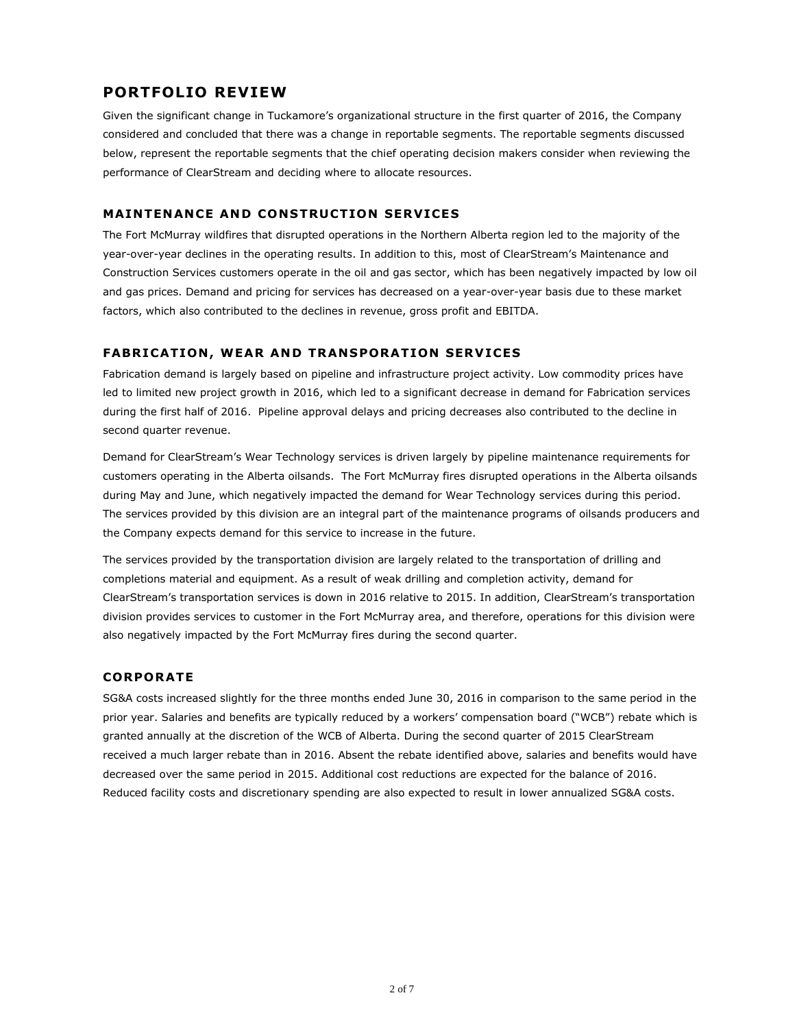## PORTFOLIO REVIEW

Given the significant change in Tuckamore's organizational structure in the first quarter of 2016, the Company considered and concluded that there was a change in reportable segments. The reportable segments discussed below, represent the reportable segments that the chief operating decision makers consider when reviewing the performance of ClearStream and deciding where to allocate resources.

### MAINTENANCE AND CONSTRUCTION SERVICES

The Fort McMurray wildfires that disrupted operations in the Northern Alberta region led to the majority of the year-over-year declines in the operating results. In addition to this, most of ClearStream's Maintenance and Construction Services customers operate in the oil and gas sector, which has been negatively impacted by low oil and gas prices. Demand and pricing for services has decreased on a year-over-year basis due to these market factors, which also contributed to the declines in revenue, gross profit and EBITDA.

### FABRICATION, WEAR AND TRANSPORATION SERVICES

Fabrication demand is largely based on pipeline and infrastructure project activity. Low commodity prices have led to limited new project growth in 2016, which led to a significant decrease in demand for Fabrication services during the first half of 2016. Pipeline approval delays and pricing decreases also contributed to the decline in second quarter revenue.

Demand for ClearStream's Wear Technology services is driven largely by pipeline maintenance requirements for customers operating in the Alberta oilsands. The Fort McMurray fires disrupted operations in the Alberta oilsands during May and June, which negatively impacted the demand for Wear Technology services during this period. The services provided by this division are an integral part of the maintenance programs of oilsands producers and the Company expects demand for this service to increase in the future.

The services provided by the transportation division are largely related to the transportation of drilling and completions material and equipment. As a result of weak drilling and completion activity, demand for ClearStream's transportation services is down in 2016 relative to 2015. In addition, ClearStream's transportation division provides services to customer in the Fort McMurray area, and therefore, operations for this division were also negatively impacted by the Fort McMurray fires during the second quarter.

### CORPORATE

SG&A costs increased slightly for the three months ended June 30, 2016 in comparison to the same period in the prior year. Salaries and benefits are typically reduced by a workers' compensation board ("WCB") rebate which is granted annually at the discretion of the WCB of Alberta. During the second quarter of 2015 ClearStream received a much larger rebate than in 2016. Absent the rebate identified above, salaries and benefits would have decreased over the same period in 2015. Additional cost reductions are expected for the balance of 2016. Reduced facility costs and discretionary spending are also expected to result in lower annualized SG&A costs.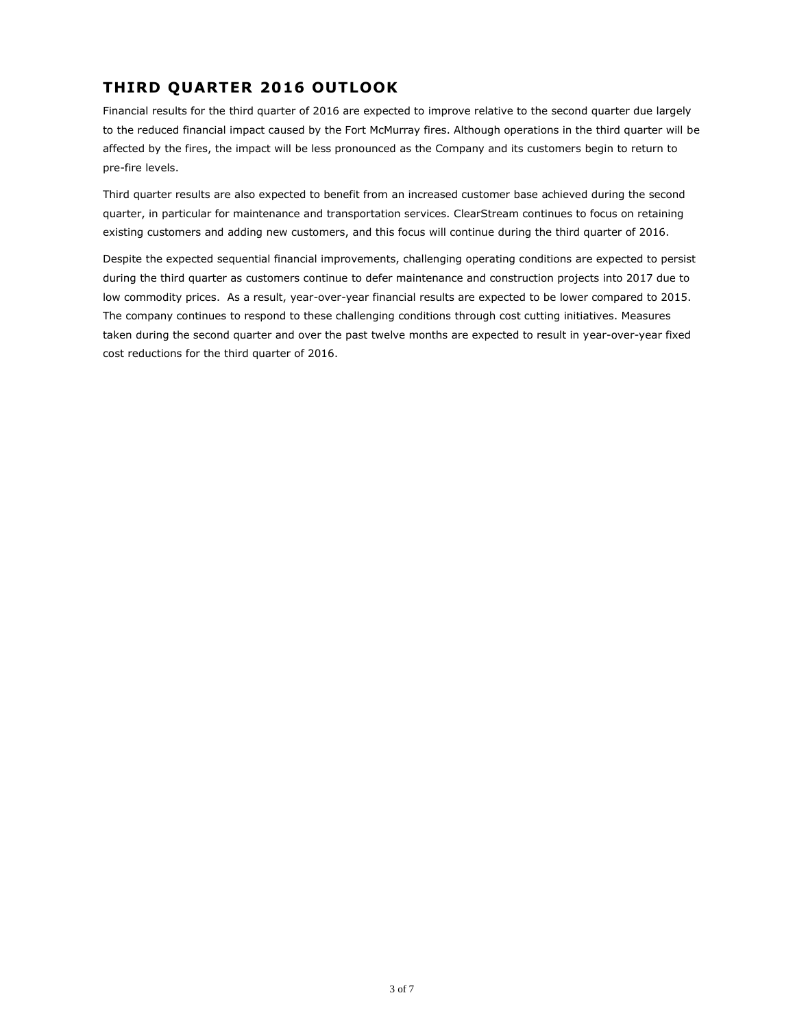## THIRD QUARTER 2016 OUTLOOK

Financial results for the third quarter of 2016 are expected to improve relative to the second quarter due largely to the reduced financial impact caused by the Fort McMurray fires. Although operations in the third quarter will be affected by the fires, the impact will be less pronounced as the Company and its customers begin to return to pre-fire levels.

Third quarter results are also expected to benefit from an increased customer base achieved during the second quarter, in particular for maintenance and transportation services. ClearStream continues to focus on retaining existing customers and adding new customers, and this focus will continue during the third quarter of 2016.

Despite the expected sequential financial improvements, challenging operating conditions are expected to persist during the third quarter as customers continue to defer maintenance and construction projects into 2017 due to low commodity prices. As a result, year-over-year financial results are expected to be lower compared to 2015. The company continues to respond to these challenging conditions through cost cutting initiatives. Measures taken during the second quarter and over the past twelve months are expected to result in year-over-year fixed cost reductions for the third quarter of 2016.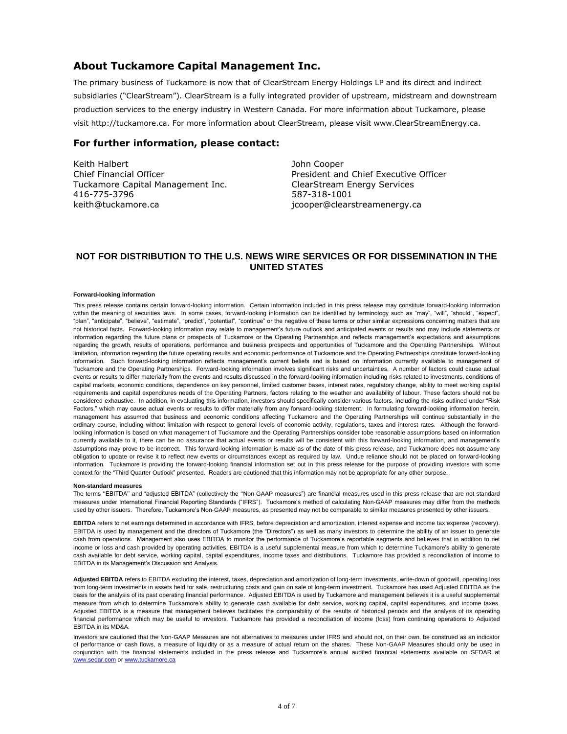## About Tuckamore Capital Management Inc.

The primary business of Tuckamore is now that of ClearStream Energy Holdings LP and its direct and indirect subsidiaries ("ClearStream"). ClearStream is a fully integrated provider of upstream, midstream and downstream production services to the energy industry in Western Canada. For more information about Tuckamore, please visit http://tuckamore.ca. For more information about ClearStream, please visit www.ClearStreamEnergy.ca.

## For further information, please contact:

Keith Halbert
Chief Financial Officer
Tuckamore Capital Management Inc.
416-775-3796
keith@tuckamore.ca

John Cooper
President and Chief Executive Officer
ClearStream Energy Services
587-318-1001
jcooper@clearstreamenergy.ca

**NOT FOR DISTRIBUTION TO THE U.S. NEWS WIRE SERVICES OR FOR DISSEMINATION IN THE UNITED STATES**

**Forward-looking information**

This press release contains certain forward-looking information. Certain information included in this press release may constitute forward-looking information within the meaning of securities laws. In some cases, forward-looking information can be identified by terminology such as "may", "will", "should", "expect", "plan", "anticipate", "believe", "estimate", "predict", "potential", "continue" or the negative of these terms or other similar expressions concerning matters that are not historical facts. Forward-looking information may relate to management's future outlook and anticipated events or results and may include statements or information regarding the future plans or prospects of Tuckamore or the Operating Partnerships and reflects management's expectations and assumptions regarding the growth, results of operations, performance and business prospects and opportunities of Tuckamore and the Operating Partnerships. Without limitation, information regarding the future operating results and economic performance of Tuckamore and the Operating Partnerships constitute forward-looking information. Such forward-looking information reflects management's current beliefs and is based on information currently available to management of Tuckamore and the Operating Partnerships. Forward-looking information involves significant risks and uncertainties. A number of factors could cause actual events or results to differ materially from the events and results discussed in the forward-looking information including risks related to investments, conditions of capital markets, economic conditions, dependence on key personnel, limited customer bases, interest rates, regulatory change, ability to meet working capital requirements and capital expenditures needs of the Operating Partners, factors relating to the weather and availability of labour. These factors should not be considered exhaustive. In addition, in evaluating this information, investors should specifically consider various factors, including the risks outlined under "Risk Factors," which may cause actual events or results to differ materially from any forward-looking statement. In formulating forward-looking information herein, management has assumed that business and economic conditions affecting Tuckamore and the Operating Partnerships will continue substantially in the ordinary course, including without limitation with respect to general levels of economic activity, regulations, taxes and interest rates. Although the forward-looking information is based on what management of Tuckamore and the Operating Partnerships consider tobe reasonable assumptions based on information currently available to it, there can be no assurance that actual events or results will be consistent with this forward-looking information, and management's assumptions may prove to be incorrect. This forward-looking information is made as of the date of this press release, and Tuckamore does not assume any obligation to update or revise it to reflect new events or circumstances except as required by law. Undue reliance should not be placed on forward-looking information. Tuckamore is providing the forward-looking financial information set out in this press release for the purpose of providing investors with some context for the "Third Quarter Outlook" presented. Readers are cautioned that this information may not be appropriate for any other purpose.

**Non-standard measures**

The terms ''EBITDA'' and "adjusted EBITDA" (collectively the ''Non-GAAP measures") are financial measures used in this press release that are not standard measures under International Financial Reporting Standards ("IFRS"). Tuckamore's method of calculating Non-GAAP measures may differ from the methods used by other issuers. Therefore, Tuckamore's Non-GAAP measures, as presented may not be comparable to similar measures presented by other issuers.

**EBITDA** refers to net earnings determined in accordance with IFRS, before depreciation and amortization, interest expense and income tax expense (recovery). EBITDA is used by management and the directors of Tuckamore (the "Directors") as well as many investors to determine the ability of an issuer to generate cash from operations. Management also uses EBITDA to monitor the performance of Tuckamore's reportable segments and believes that in addition to net income or loss and cash provided by operating activities, EBITDA is a useful supplemental measure from which to determine Tuckamore's ability to generate cash available for debt service, working capital, capital expenditures, income taxes and distributions. Tuckamore has provided a reconciliation of income to EBITDA in its Management's Discussion and Analysis.

**Adjusted EBITDA** refers to EBITDA excluding the interest, taxes, depreciation and amortization of long-term investments, write-down of goodwill, operating loss from long-term investments in assets held for sale, restructuring costs and gain on sale of long-term investment. Tuckamore has used Adjusted EBITDA as the basis for the analysis of its past operating financial performance. Adjusted EBITDA is used by Tuckamore and management believes it is a useful supplemental measure from which to determine Tuckamore's ability to generate cash available for debt service, working capital, capital expenditures, and income taxes. Adjusted EBITDA is a measure that management believes facilitates the comparability of the results of historical periods and the analysis of its operating financial performance which may be useful to investors. Tuckamore has provided a reconciliation of income (loss) from continuing operations to Adjusted EBITDA in its MD&A.

Investors are cautioned that the Non-GAAP Measures are not alternatives to measures under IFRS and should not, on their own, be construed as an indicator of performance or cash flows, a measure of liquidity or as a measure of actual return on the shares. These Non-GAAP Measures should only be used in conjunction with the financial statements included in the press release and Tuckamore's annual audited financial statements available on SEDAR at www.sedar.com or www.tuckamore.ca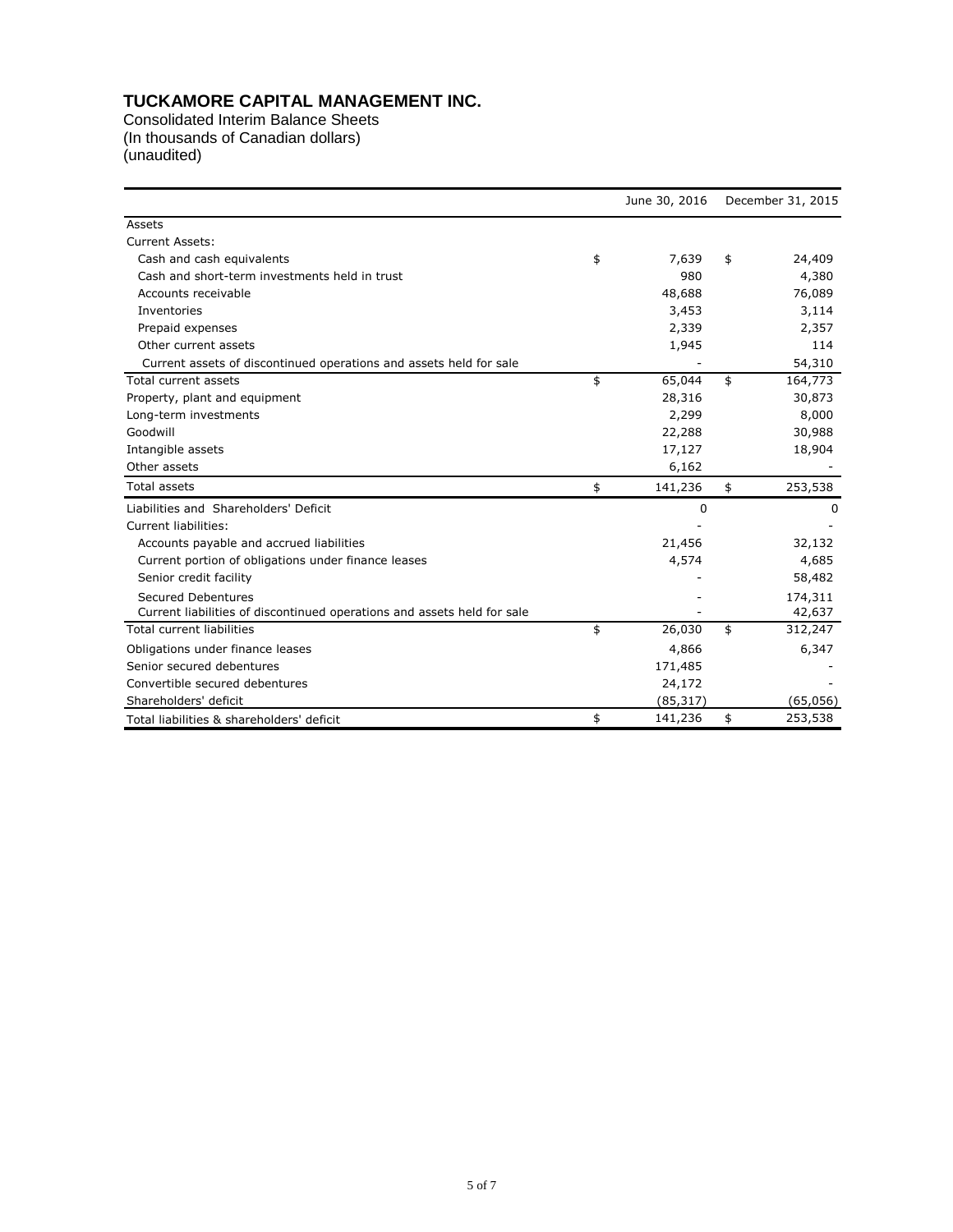# TUCKAMORE CAPITAL MANAGEMENT INC.

Consolidated Interim Balance Sheets
(In thousands of Canadian dollars)
(unaudited)

| | June 30, 2016 | December 31, 2015 |
|---|---|---|
| Assets | | |
| Current Assets: | | |
| Cash and cash equivalents | $ 7,639 | $ 24,409 |
| Cash and short-term investments held in trust | 980 | 4,380 |
| Accounts receivable | 48,688 | 76,089 |
| Inventories | 3,453 | 3,114 |
| Prepaid expenses | 2,339 | 2,357 |
| Other current assets | 1,945 | 114 |
| Current assets of discontinued operations and assets held for sale | - | 54,310 |
| Total current assets | $ 65,044 | $ 164,773 |
| Property, plant and equipment | 28,316 | 30,873 |
| Long-term investments | 2,299 | 8,000 |
| Goodwill | 22,288 | 30,988 |
| Intangible assets | 17,127 | 18,904 |
| Other assets | 6,162 | - |
| Total assets | $ 141,236 | $ 253,538 |
| Liabilities and Shareholders' Deficit | 0 | 0 |
| Current liabilities: | - | - |
| Accounts payable and accrued liabilities | 21,456 | 32,132 |
| Current portion of obligations under finance leases | 4,574 | 4,685 |
| Senior credit facility | - | 58,482 |
| Secured Debentures | - | 174,311 |
| Current liabilities of discontinued operations and assets held for sale | - | 42,637 |
| Total current liabilities | $ 26,030 | $ 312,247 |
| Obligations under finance leases | 4,866 | 6,347 |
| Senior secured debentures | 171,485 | - |
| Convertible secured debentures | 24,172 | - |
| Shareholders' deficit | (85,317) | (65,056) |
| Total liabilities & shareholders' deficit | $ 141,236 | $ 253,538 |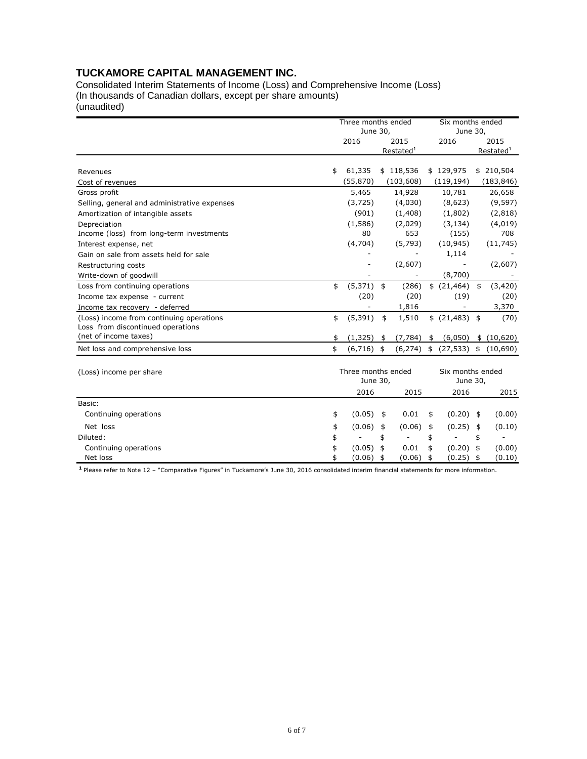# TUCKAMORE CAPITAL MANAGEMENT INC.

Consolidated Interim Statements of Income (Loss) and Comprehensive Income (Loss)
(In thousands of Canadian dollars, except per share amounts)
(unaudited)

| | Three months ended June 30, | | Six months ended June 30, | |
|---|---|---|---|---|
| | 2016 | 2015 Restated[1] | 2016 | 2015 Restated[1] |
| Revenues | $ 61,335 | $ 118,536 | $ 129,975 | $ 210,504 |
| Cost of revenues | (55,870) | (103,608) | (119,194) | (183,846) |
| Gross profit | 5,465 | 14,928 | 10,781 | 26,658 |
| Selling, general and administrative expenses | (3,725) | (4,030) | (8,623) | (9,597) |
| Amortization of intangible assets | (901) | (1,408) | (1,802) | (2,818) |
| Depreciation | (1,586) | (2,029) | (3,134) | (4,019) |
| Income (loss) from long-term investments | 80 | 653 | (155) | 708 |
| Interest expense, net | (4,704) | (5,793) | (10,945) | (11,745) |
| Gain on sale from assets held for sale | - | - | 1,114 | - |
| Restructuring costs | - | (2,607) | - | (2,607) |
| Write-down of goodwill | - | - | (8,700) | - |
| Loss from continuing operations | $ (5,371) | $ (286) | $ (21,464) | $ (3,420) |
| Income tax expense - current | (20) | (20) | (19) | (20) |
| Income tax recovery - deferred | - | 1,816 | - | 3,370 |
| (Loss) income from continuing operations | $ (5,391) | $ 1,510 | $ (21,483) | $ (70) |
| Loss from discontinued operations (net of income taxes) | $ (1,325) | $ (7,784) | $ (6,050) | $ (10,620) |
| Net loss and comprehensive loss | $ (6,716) | $ (6,274) | $ (27,533) | $ (10,690) |

| (Loss) income per share | Three months ended June 30, | | Six months ended June 30, | |
|---|---|---|---|---|
| | 2016 | 2015 | 2016 | 2015 |
| Basic: | | | | |
| Continuing operations | $ (0.05) | $ 0.01 | $ (0.20) | $ (0.00) |
| Net loss | $ (0.06) | $ (0.06) | $ (0.25) | $ (0.10) |
| Diluted: | $ - | $ - | $ - | $ - |
| Continuing operations | $ (0.05) | $ 0.01 | $ (0.20) | $ (0.00) |
| Net loss | $ (0.06) | $ (0.06) | $ (0.25) | $ (0.10) |

[1] Please refer to Note 12 – "Comparative Figures" in Tuckamore's June 30, 2016 consolidated interim financial statements for more information.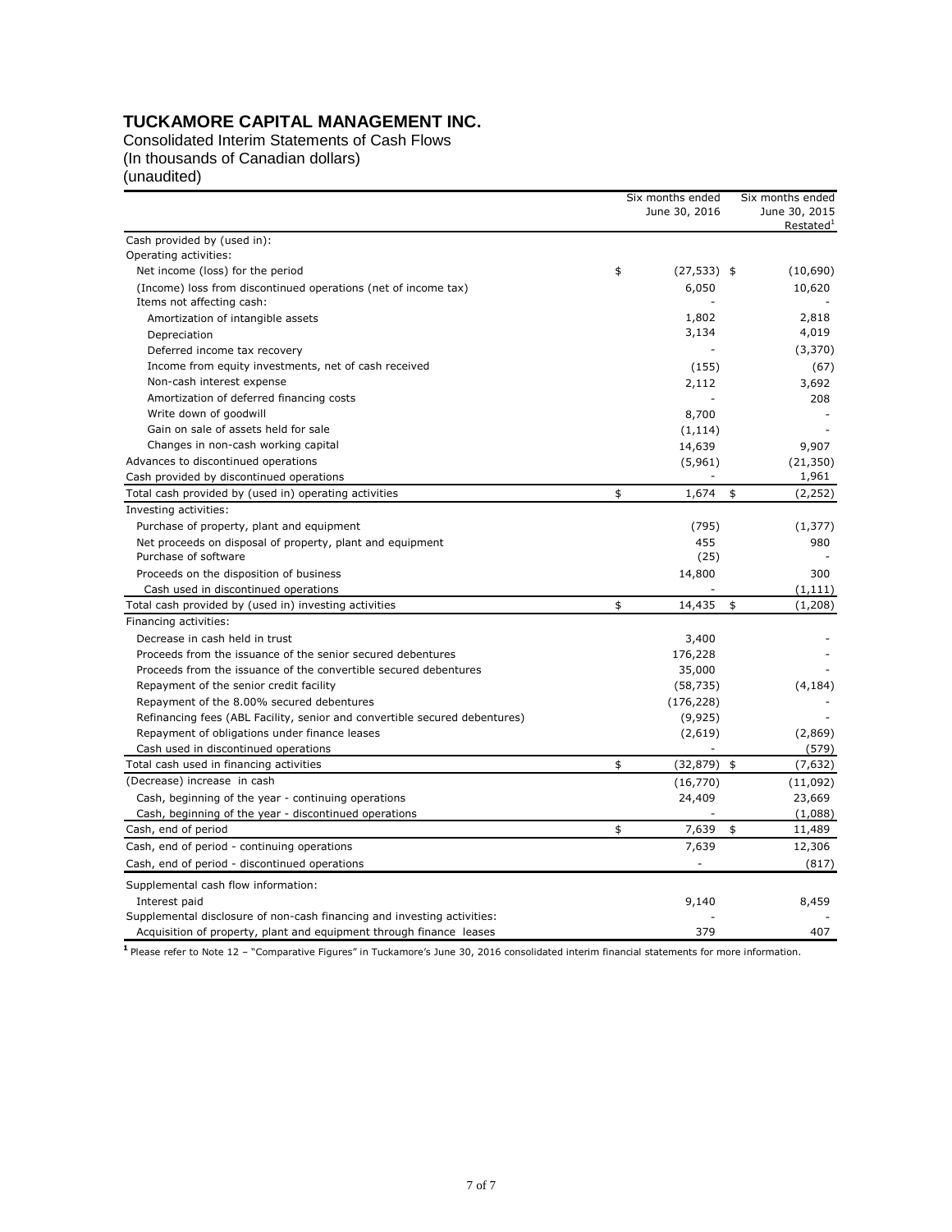# TUCKAMORE CAPITAL MANAGEMENT INC.

Consolidated Interim Statements of Cash Flows
(In thousands of Canadian dollars)
(unaudited)

| | Six months ended June 30, 2016 | Six months ended June 30, 2015 Restated[1] |
|---|---|---|
| Cash provided by (used in): | | |
| Operating activities: | | |
| Net income (loss) for the period | $ (27,533) | $ (10,690) |
| (Income) loss from discontinued operations (net of income tax) | 6,050 | 10,620 |
| Items not affecting cash: | - | - |
| Amortization of intangible assets | 1,802 | 2,818 |
| Depreciation | 3,134 | 4,019 |
| Deferred income tax recovery | - | (3,370) |
| Income from equity investments, net of cash received | (155) | (67) |
| Non-cash interest expense | 2,112 | 3,692 |
| Amortization of deferred financing costs | - | 208 |
| Write down of goodwill | 8,700 | - |
| Gain on sale of assets held for sale | (1,114) | - |
| Changes in non-cash working capital | 14,639 | 9,907 |
| Advances to discontinued operations | (5,961) | (21,350) |
| Cash provided by discontinued operations | - | 1,961 |
| Total cash provided by (used in) operating activities | $ 1,674 | $ (2,252) |
| Investing activities: | | |
| Purchase of property, plant and equipment | (795) | (1,377) |
| Net proceeds on disposal of property, plant and equipment | 455 | 980 |
| Purchase of software | (25) | - |
| Proceeds on the disposition of business | 14,800 | 300 |
| Cash used in discontinued operations | - | (1,111) |
| Total cash provided by (used in) investing activities | $ 14,435 | $ (1,208) |
| Financing activities: | | |
| Decrease in cash held in trust | 3,400 | - |
| Proceeds from the issuance of the senior secured debentures | 176,228 | - |
| Proceeds from the issuance of the convertible secured debentures | 35,000 | - |
| Repayment of the senior credit facility | (58,735) | (4,184) |
| Repayment of the 8.00% secured debentures | (176,228) | - |
| Refinancing fees (ABL Facility, senior and convertible secured debentures) | (9,925) | - |
| Repayment of obligations under finance leases | (2,619) | (2,869) |
| Cash used in discontinued operations | - | (579) |
| Total cash used in financing activities | $ (32,879) | $ (7,632) |
| (Decrease) increase in cash | (16,770) | (11,092) |
| Cash, beginning of the year - continuing operations | 24,409 | 23,669 |
| Cash, beginning of the year - discontinued operations | - | (1,088) |
| Cash, end of period | $ 7,639 | $ 11,489 |
| Cash, end of period - continuing operations | 7,639 | 12,306 |
| Cash, end of period - discontinued operations | - | (817) |
| Supplemental cash flow information: | | |
| Interest paid | 9,140 | 8,459 |
| Supplemental disclosure of non-cash financing and investing activities: | - | - |
| Acquisition of property, plant and equipment through finance leases | 379 | 407 |

[1] Please refer to Note 12 – "Comparative Figures" in Tuckamore's June 30, 2016 consolidated interim financial statements for more information.